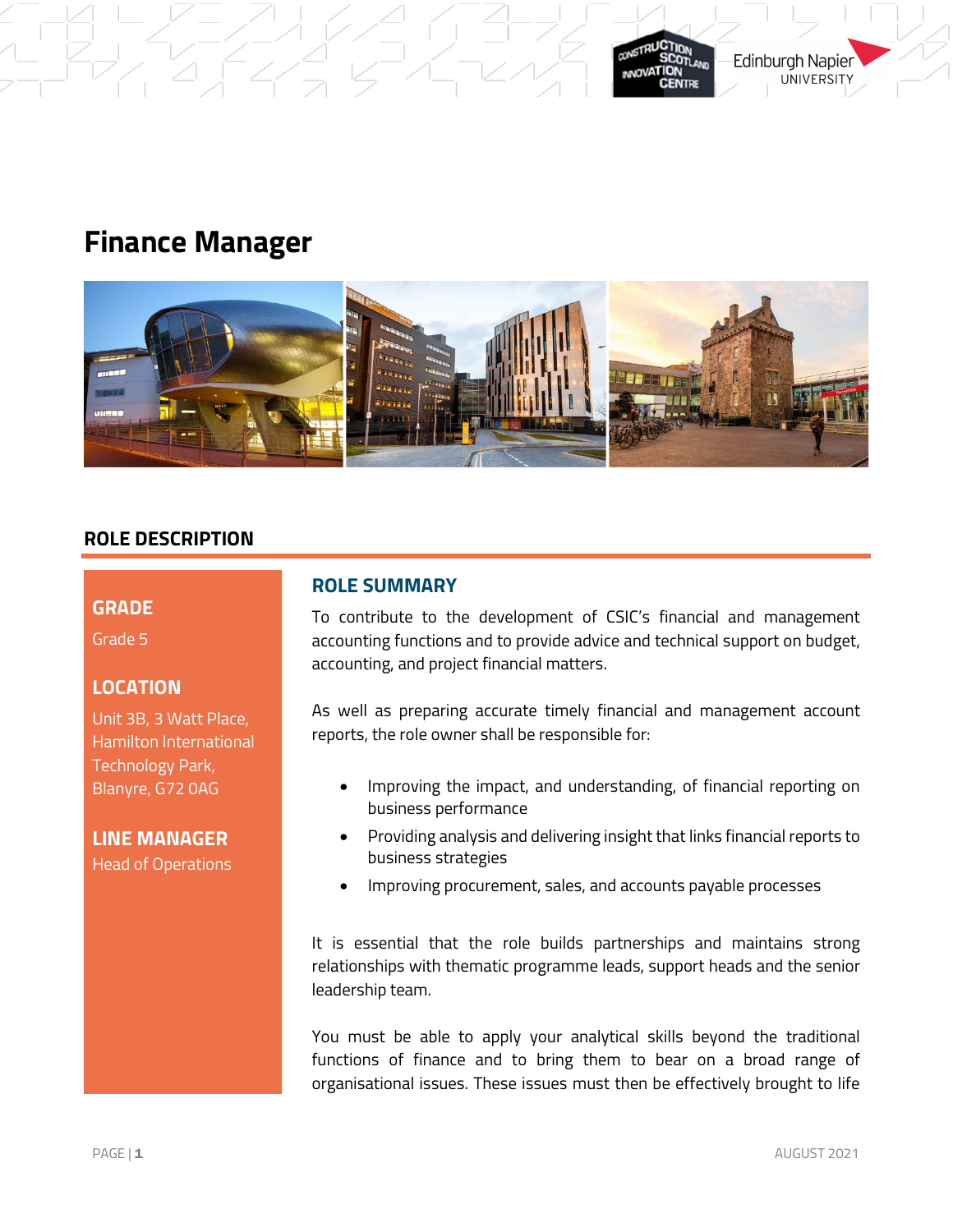# Finance Manager

## ROLE DESCRIPTION

**GRADE**

Grade 5

**LOCATION**

Unit 3B, 3 Watt Place, Hamilton International Technology Park, Blantyre, G72 0AG

**LINE MANAGER**

Head of Operations

### ROLE SUMMARY

To contribute to the development of CSIC's financial and management accounting functions and to provide advice and technical support on budget, accounting, and project financial matters.

As well as preparing accurate timely financial and management account reports, the role owner shall be responsible for:

- Improving the impact, and understanding, of financial reporting on business performance
- Providing analysis and delivering insight that links financial reports to business strategies
- Improving procurement, sales, and accounts payable processes

It is essential that the role builds partnerships and maintains strong relationships with thematic programme leads, support heads and the senior leadership team.

You must be able to apply your analytical skills beyond the traditional functions of finance and to bring them to bear on a broad range of organisational issues. These issues must then be effectively brought to life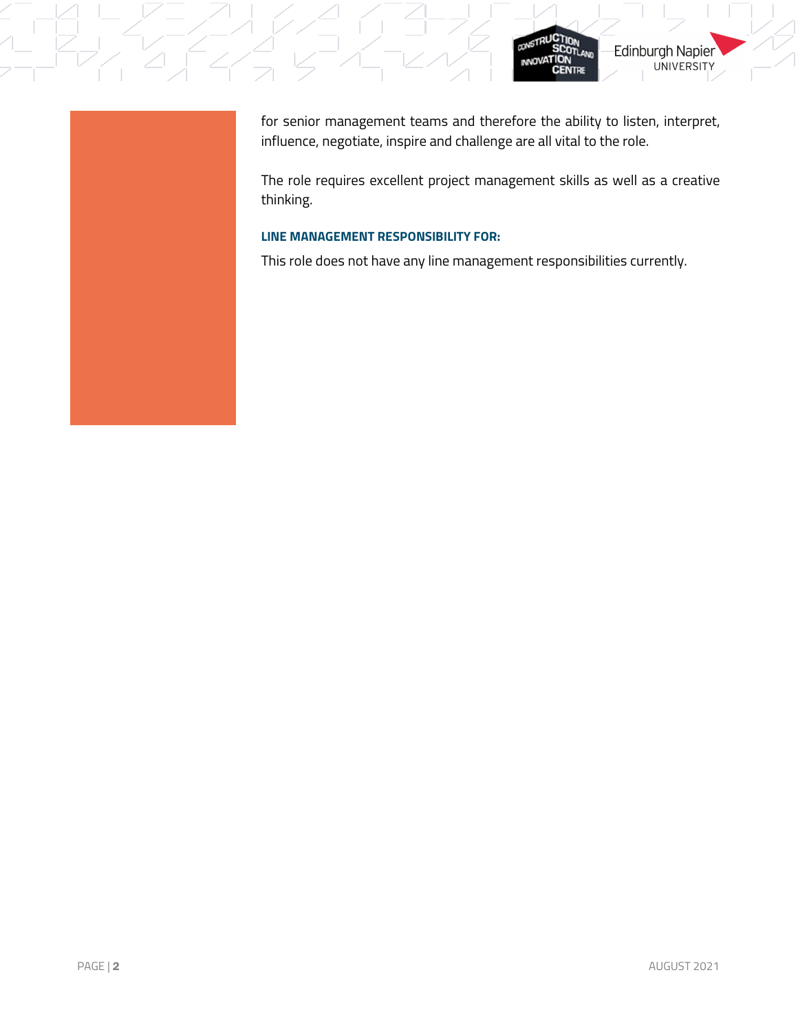for senior management teams and therefore the ability to listen, interpret, influence, negotiate, inspire and challenge are all vital to the role.

The role requires excellent project management skills as well as a creative thinking.

### LINE MANAGEMENT RESPONSIBILITY FOR:

This role does not have any line management responsibilities currently.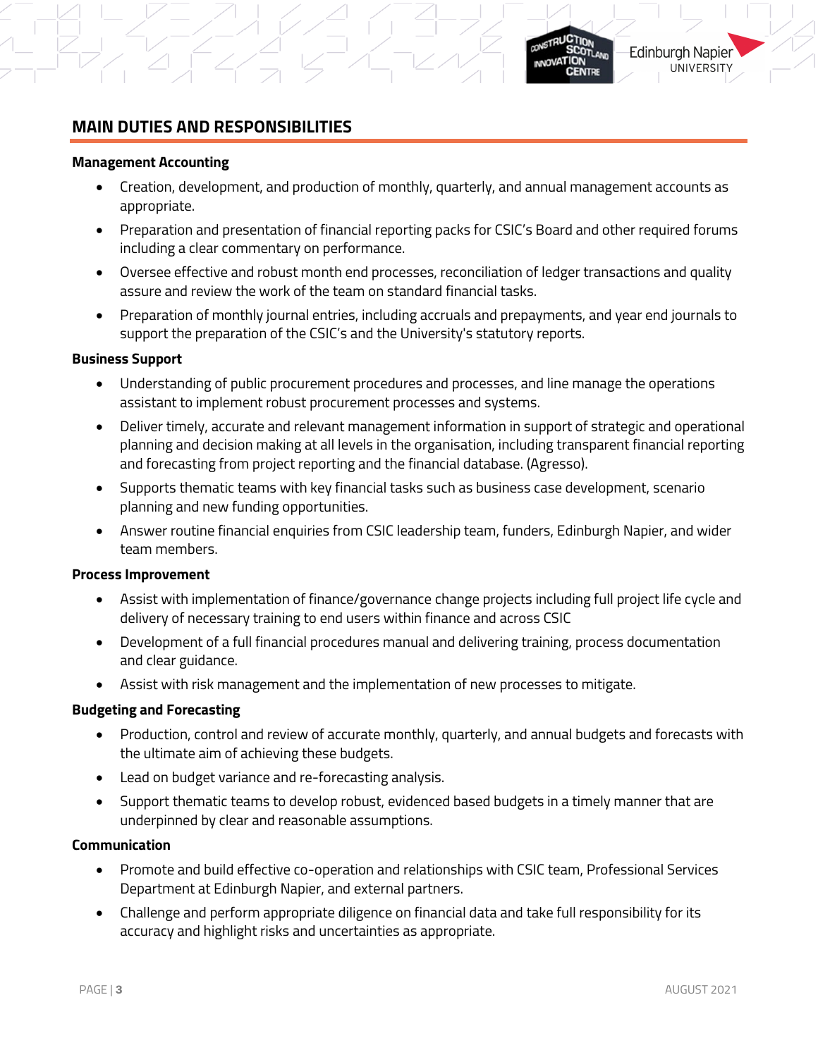## MAIN DUTIES AND RESPONSIBILITIES

**Management Accounting**

- Creation, development, and production of monthly, quarterly, and annual management accounts as appropriate.
- Preparation and presentation of financial reporting packs for CSIC's Board and other required forums including a clear commentary on performance.
- Oversee effective and robust month end processes, reconciliation of ledger transactions and quality assure and review the work of the team on standard financial tasks.
- Preparation of monthly journal entries, including accruals and prepayments, and year end journals to support the preparation of the CSIC's and the University's statutory reports.

**Business Support**

- Understanding of public procurement procedures and processes, and line manage the operations assistant to implement robust procurement processes and systems.
- Deliver timely, accurate and relevant management information in support of strategic and operational planning and decision making at all levels in the organisation, including transparent financial reporting and forecasting from project reporting and the financial database. (Agresso).
- Supports thematic teams with key financial tasks such as business case development, scenario planning and new funding opportunities.
- Answer routine financial enquiries from CSIC leadership team, funders, Edinburgh Napier, and wider team members.

**Process Improvement**

- Assist with implementation of finance/governance change projects including full project life cycle and delivery of necessary training to end users within finance and across CSIC
- Development of a full financial procedures manual and delivering training, process documentation and clear guidance.
- Assist with risk management and the implementation of new processes to mitigate.

**Budgeting and Forecasting**

- Production, control and review of accurate monthly, quarterly, and annual budgets and forecasts with the ultimate aim of achieving these budgets.
- Lead on budget variance and re-forecasting analysis.
- Support thematic teams to develop robust, evidenced based budgets in a timely manner that are underpinned by clear and reasonable assumptions.

**Communication**

- Promote and build effective co-operation and relationships with CSIC team, Professional Services Department at Edinburgh Napier, and external partners.
- Challenge and perform appropriate diligence on financial data and take full responsibility for its accuracy and highlight risks and uncertainties as appropriate.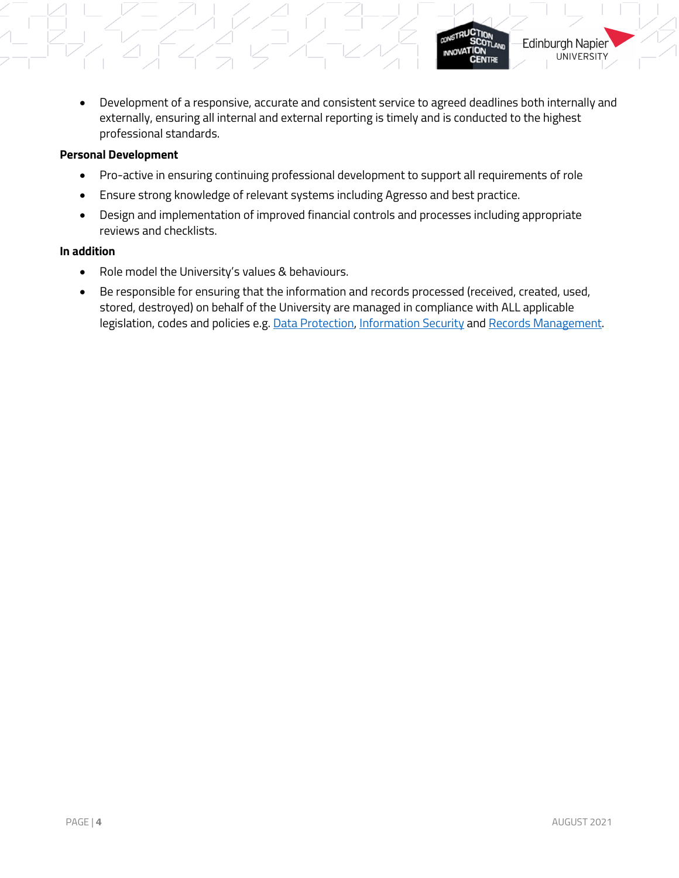- Development of a responsive, accurate and consistent service to agreed deadlines both internally and externally, ensuring all internal and external reporting is timely and is conducted to the highest professional standards.

**Personal Development**

- Pro-active in ensuring continuing professional development to support all requirements of role
- Ensure strong knowledge of relevant systems including Agresso and best practice.
- Design and implementation of improved financial controls and processes including appropriate reviews and checklists.

**In addition**

- Role model the University's values & behaviours.
- Be responsible for ensuring that the information and records processed (received, created, used, stored, destroyed) on behalf of the University are managed in compliance with ALL applicable legislation, codes and policies e.g. Data Protection, Information Security and Records Management.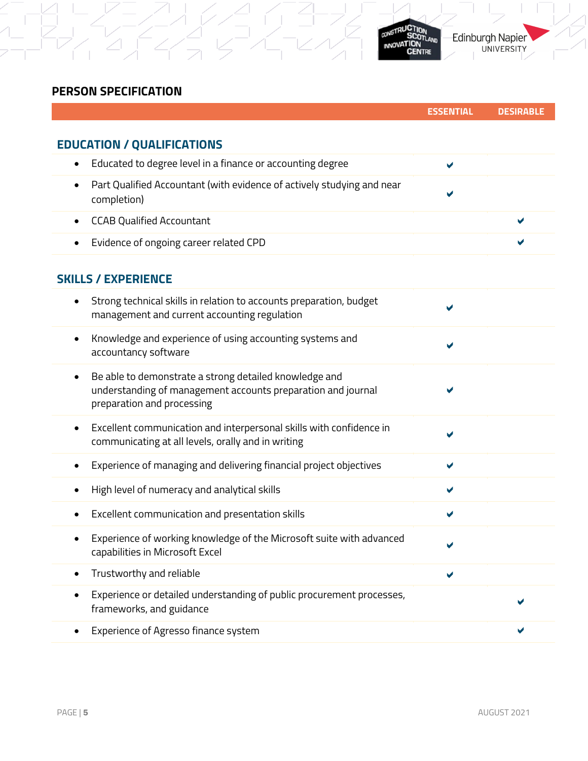## PERSON SPECIFICATION

| | ESSENTIAL | DESIRABLE |
|---|---|---|
| **EDUCATION / QUALIFICATIONS** | | |
| • Educated to degree level in a finance or accounting degree | ✔ | |
| • Part Qualified Accountant (with evidence of actively studying and near completion) | ✔ | |
| • CCAB Qualified Accountant | | ✔ |
| • Evidence of ongoing career related CPD | | ✔ |
| **SKILLS / EXPERIENCE** | | |
| • Strong technical skills in relation to accounts preparation, budget management and current accounting regulation | ✔ | |
| • Knowledge and experience of using accounting systems and accountancy software | ✔ | |
| • Be able to demonstrate a strong detailed knowledge and understanding of management accounts preparation and journal preparation and processing | ✔ | |
| • Excellent communication and interpersonal skills with confidence in communicating at all levels, orally and in writing | ✔ | |
| • Experience of managing and delivering financial project objectives | ✔ | |
| • High level of numeracy and analytical skills | ✔ | |
| • Excellent communication and presentation skills | ✔ | |
| • Experience of working knowledge of the Microsoft suite with advanced capabilities in Microsoft Excel | ✔ | |
| • Trustworthy and reliable | ✔ | |
| • Experience or detailed understanding of public procurement processes, frameworks, and guidance | | ✔ |
| • Experience of Agresso finance system | | ✔ |